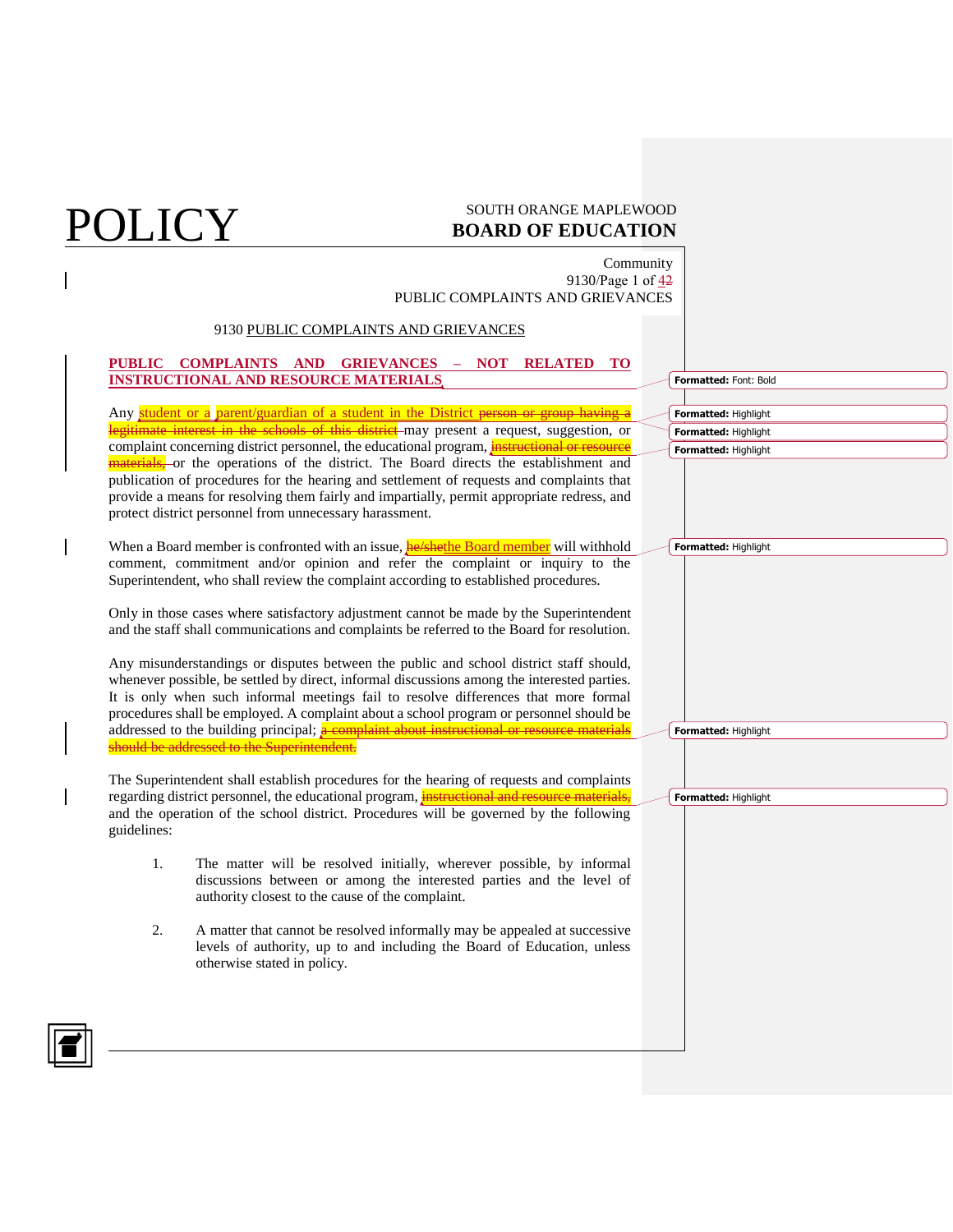POLICY

SOUTH ORANGE MAPLEWOOD
**BOARD OF EDUCATION**

Community
9130/Page 1 of 42
PUBLIC COMPLAINTS AND GRIEVANCES

9130 PUBLIC COMPLAINTS AND GRIEVANCES

**PUBLIC COMPLAINTS AND GRIEVANCES – NOT RELATED TO INSTRUCTIONAL AND RESOURCE MATERIALS**

Any student or a parent/guardian of a student in the District ~~person or group having a legitimate interest in the schools of this district~~ may present a request, suggestion, or complaint concerning district personnel, the educational program, ~~instructional or resource materials,~~ or the operations of the district. The Board directs the establishment and publication of procedures for the hearing and settlement of requests and complaints that provide a means for resolving them fairly and impartially, permit appropriate redress, and protect district personnel from unnecessary harassment.

When a Board member is confronted with an issue, ~~he/she~~the Board member will withhold comment, commitment and/or opinion and refer the complaint or inquiry to the Superintendent, who shall review the complaint according to established procedures.

Only in those cases where satisfactory adjustment cannot be made by the Superintendent and the staff shall communications and complaints be referred to the Board for resolution.

Any misunderstandings or disputes between the public and school district staff should, whenever possible, be settled by direct, informal discussions among the interested parties. It is only when such informal meetings fail to resolve differences that more formal procedures shall be employed. A complaint about a school program or personnel should be addressed to the building principal; ~~a complaint about instructional or resource materials should be addressed to the Superintendent.~~

The Superintendent shall establish procedures for the hearing of requests and complaints regarding district personnel, the educational program, ~~instructional and resource materials,~~ and the operation of the school district. Procedures will be governed by the following guidelines:

1. The matter will be resolved initially, wherever possible, by informal discussions between or among the interested parties and the level of authority closest to the cause of the complaint.

2. A matter that cannot be resolved informally may be appealed at successive levels of authority, up to and including the Board of Education, unless otherwise stated in policy.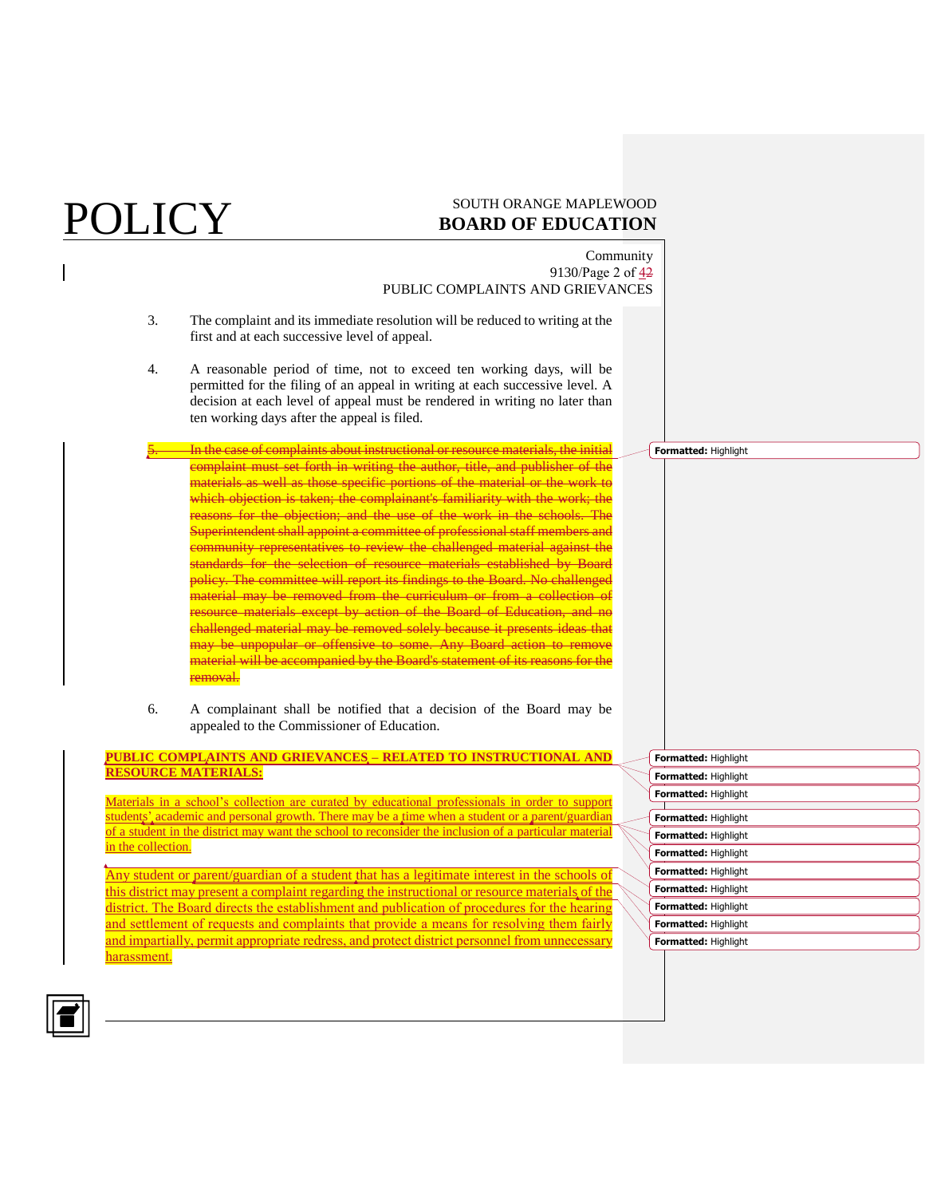3. The complaint and its immediate resolution will be reduced to writing at the first and at each successive level of appeal.

4. A reasonable period of time, not to exceed ten working days, will be permitted for the filing of an appeal in writing at each successive level. A decision at each level of appeal must be rendered in writing no later than ten working days after the appeal is filed.

5. ~~In the case of complaints about instructional or resource materials, the initial complaint must set forth in writing the author, title, and publisher of the materials as well as those specific portions of the material or the work to which objection is taken; the complainant's familiarity with the work; the reasons for the objection; and the use of the work in the schools. The Superintendent shall appoint a committee of professional staff members and community representatives to review the challenged material against the standards for the selection of resource materials established by Board policy. The committee will report its findings to the Board. No challenged material may be removed from the curriculum or from a collection of resource materials except by action of the Board of Education, and no challenged material may be removed solely because it presents ideas that may be unpopular or offensive to some. Any Board action to remove material will be accompanied by the Board's statement of its reasons for the removal.~~

6. A complainant shall be notified that a decision of the Board may be appealed to the Commissioner of Education.

**PUBLIC COMPLAINTS AND GRIEVANCES – RELATED TO INSTRUCTIONAL AND RESOURCE MATERIALS:**

Materials in a school's collection are curated by educational professionals in order to support students' academic and personal growth. There may be a time when a student or a parent/guardian of a student in the district may want the school to reconsider the inclusion of a particular material in the collection.

Any student or parent/guardian of a student that has a legitimate interest in the schools of this district may present a complaint regarding the instructional or resource materials of the district. The Board directs the establishment and publication of procedures for the hearing and settlement of requests and complaints that provide a means for resolving them fairly and impartially, permit appropriate redress, and protect district personnel from unnecessary harassment.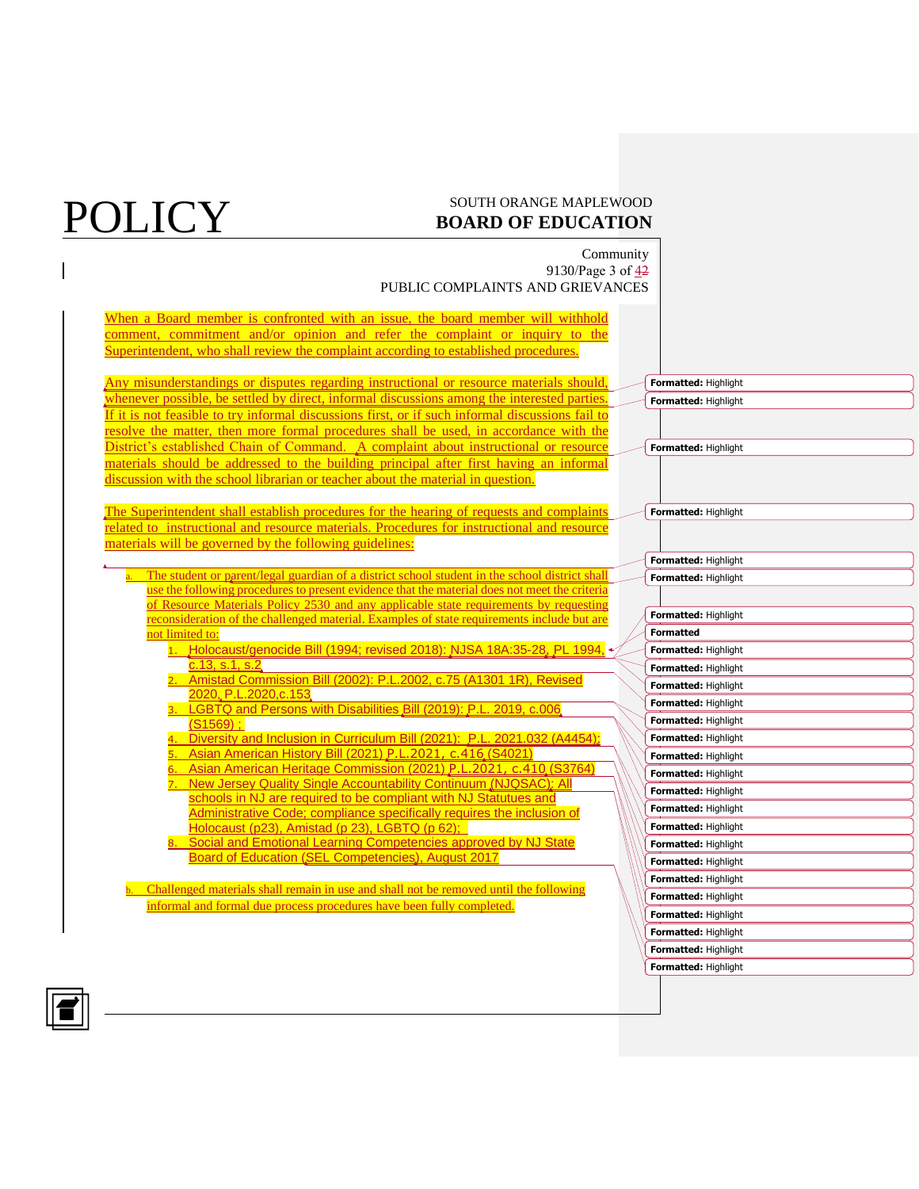When a Board member is confronted with an issue, the board member will withhold comment, commitment and/or opinion and refer the complaint or inquiry to the Superintendent, who shall review the complaint according to established procedures.

Any misunderstandings or disputes regarding instructional or resource materials should, whenever possible, be settled by direct, informal discussions among the interested parties. If it is not feasible to try informal discussions first, or if such informal discussions fail to resolve the matter, then more formal procedures shall be used, in accordance with the District's established Chain of Command. A complaint about instructional or resource materials should be addressed to the building principal after first having an informal discussion with the school librarian or teacher about the material in question.

The Superintendent shall establish procedures for the hearing of requests and complaints related to instructional and resource materials. Procedures for instructional and resource materials will be governed by the following guidelines:

a. The student or parent/legal guardian of a district school student in the school district shall use the following procedures to present evidence that the material does not meet the criteria of Resource Materials Policy 2530 and any applicable state requirements by requesting reconsideration of the challenged material. Examples of state requirements include but are not limited to:
    1. Holocaust/genocide Bill (1994; revised 2018): NJSA 18A:35-28, PL 1994, c.13, s.1, s.2
    2. Amistad Commission Bill (2002): P.L.2002, c.75 (A1301 1R), Revised 2020, P.L.2020,c.153
    3. LGBTQ and Persons with Disabilities Bill (2019): P.L. 2019, c.006 (S1569) ;
    4. Diversity and Inclusion in Curriculum Bill (2021): P.L. 2021.032 (A4454);
    5. Asian American History Bill (2021) P.L.2021, c.416 (S4021)
    6. Asian American Heritage Commission (2021) P.L.2021, c.410 (S3764)
    7. New Jersey Quality Single Accountability Continuum (NJQSAC): All schools in NJ are required to be compliant with NJ Statutes and Administrative Code; compliance specifically requires the inclusion of Holocaust (p23), Amistad (p 23), LGBTQ (p 62);
    8. Social and Emotional Learning Competencies approved by NJ State Board of Education (SEL Competencies), August 2017

b. Challenged materials shall remain in use and shall not be removed until the following informal and formal due process procedures have been fully completed.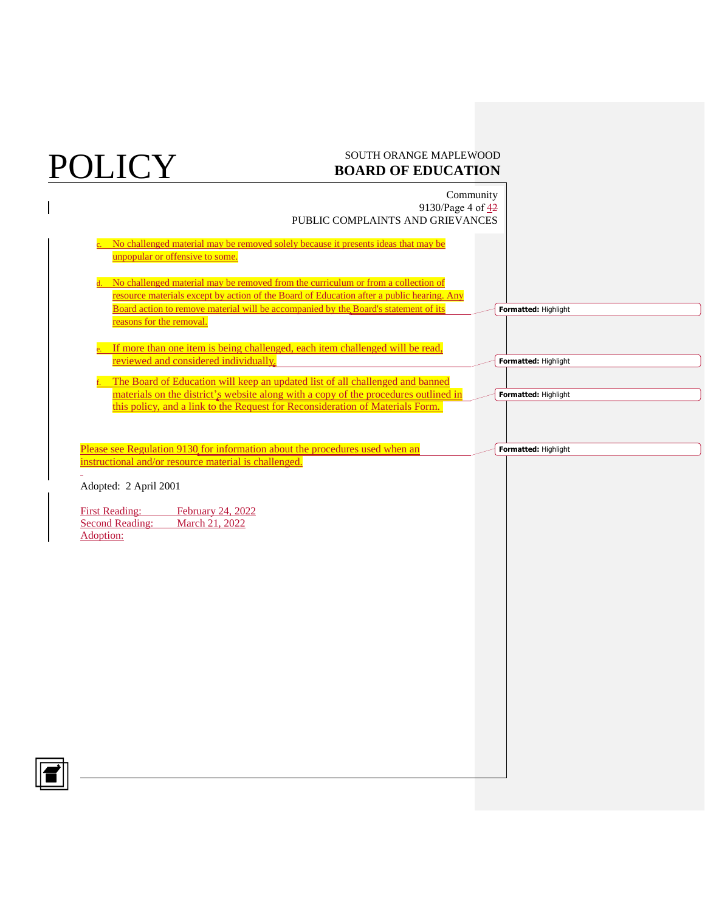c. No challenged material may be removed solely because it presents ideas that may be unpopular or offensive to some.

d. No challenged material may be removed from the curriculum or from a collection of resource materials except by action of the Board of Education after a public hearing. Any Board action to remove material will be accompanied by the Board's statement of its reasons for the removal.

e. If more than one item is being challenged, each item challenged will be read, reviewed and considered individually.

f. The Board of Education will keep an updated list of all challenged and banned materials on the district's website along with a copy of the procedures outlined in this policy, and a link to the Request for Reconsideration of Materials Form.

Please see Regulation 9130 for information about the procedures used when an instructional and/or resource material is challenged.

Adopted: 2 April 2001

First Reading: February 24, 2022
Second Reading: March 21, 2022
Adoption: